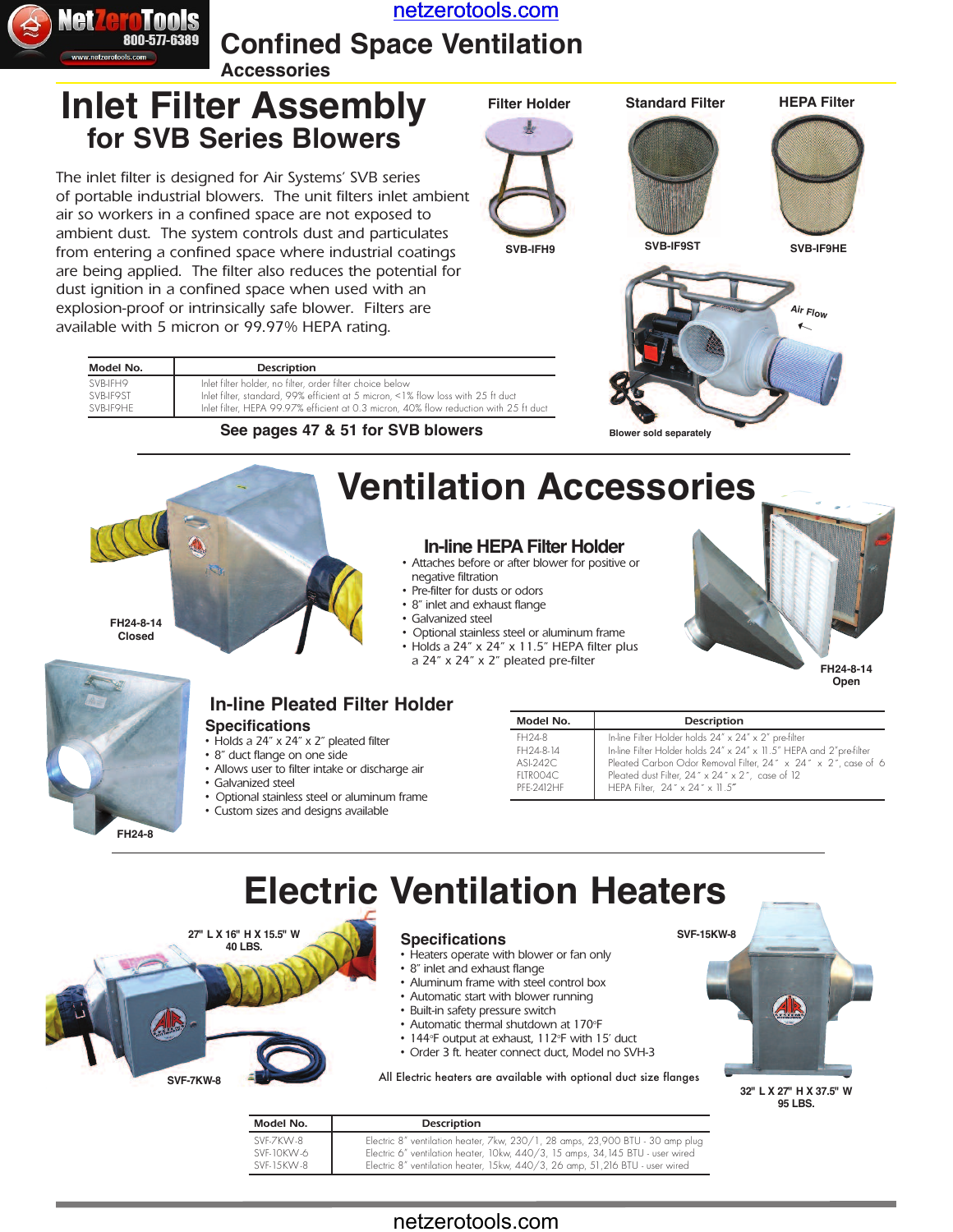netzerotools.com

# Confined Space Ventilation

Accessories

## Inlet Filter Assembly
### for SVB Series Blowers

The inlet filter is designed for Air Systems' SVB series of portable industrial blowers. The unit filters inlet ambient air so workers in a confined space are not exposed to ambient dust. The system controls dust and particulates from entering a confined space where industrial coatings are being applied. The filter also reduces the potential for dust ignition in a confined space when used with an explosion-proof or intrinsically safe blower. Filters are available with 5 micron or 99.97% HEPA rating.

Filter Holder — SVB-IFH9

Standard Filter — SVB-IF9ST

HEPA Filter — SVB-IF9HE

Air Flow

Blower sold separately

| Model No. | Description |
|---|---|
| SVB-IFH9 | Inlet filter holder, no filter, order filter choice below |
| SVB-IF9ST | Inlet filter, standard, 99% efficient at 5 micron, <1% flow loss with 25 ft duct |
| SVB-IF9HE | Inlet filter, HEPA 99.97% efficient at 0.3 micron, 40% flow reduction with 25 ft duct |

**See pages 47 & 51 for SVB blowers**

## Ventilation Accessories

FH24-8-14 Closed

### In-line HEPA Filter Holder

- Attaches before or after blower for positive or negative filtration
- Pre-filter for dusts or odors
- 8" inlet and exhaust flange
- Galvanized steel
- Optional stainless steel or aluminum frame
- Holds a 24" x 24" x 11.5" HEPA filter plus a 24" x 24" x 2" pleated pre-filter

FH24-8-14 Open

### In-line Pleated Filter Holder

**Specifications**

- Holds a 24" x 24" x 2" pleated filter
- 8" duct flange on one side
- Allows user to filter intake or discharge air
- Galvanized steel
- Optional stainless steel or aluminum frame
- Custom sizes and designs available

FH24-8

| Model No. | Description |
|---|---|
| FH24-8 | In-line Filter Holder holds 24" x 24" x 2" pre-filter |
| FH24-8-14 | In-line Filter Holder holds 24" x 24" x 11.5" HEPA and 2" pre-filter |
| ASI-242C | Pleated Carbon Odor Removal Filter, 24" x 24" x 2", case of 6 |
| FLTR004C | Pleated dust Filter, 24" x 24" x 2", case of 12 |
| PFE-2412HF | HEPA Filter, 24" x 24" x 11.5" |

## Electric Ventilation Heaters

27" L X 16" H X 15.5" W
40 LBS.

SVF-7KW-8

**Specifications**

- Heaters operate with blower or fan only
- 8" inlet and exhaust flange
- Aluminum frame with steel control box
- Automatic start with blower running
- Built-in safety pressure switch
- Automatic thermal shutdown at 170°F
- 144°F output at exhaust, 112°F with 15' duct
- Order 3 ft. heater connect duct, Model no SVH-3

All Electric heaters are available with optional duct size flanges

SVF-15KW-8

32" L X 27" H X 37.5" W
95 LBS.

| Model No. | Description |
|---|---|
| SVF-7KW-8 | Electric 8" ventilation heater, 7kw, 230/1, 28 amps, 23,900 BTU - 30 amp plug |
| SVF-10KW-6 | Electric 6" ventilation heater, 10kw, 440/3, 15 amps, 34,145 BTU - user wired |
| SVF-15KW-8 | Electric 8" ventilation heater, 15kw, 440/3, 26 amp, 51,216 BTU - user wired |

netzerotools.com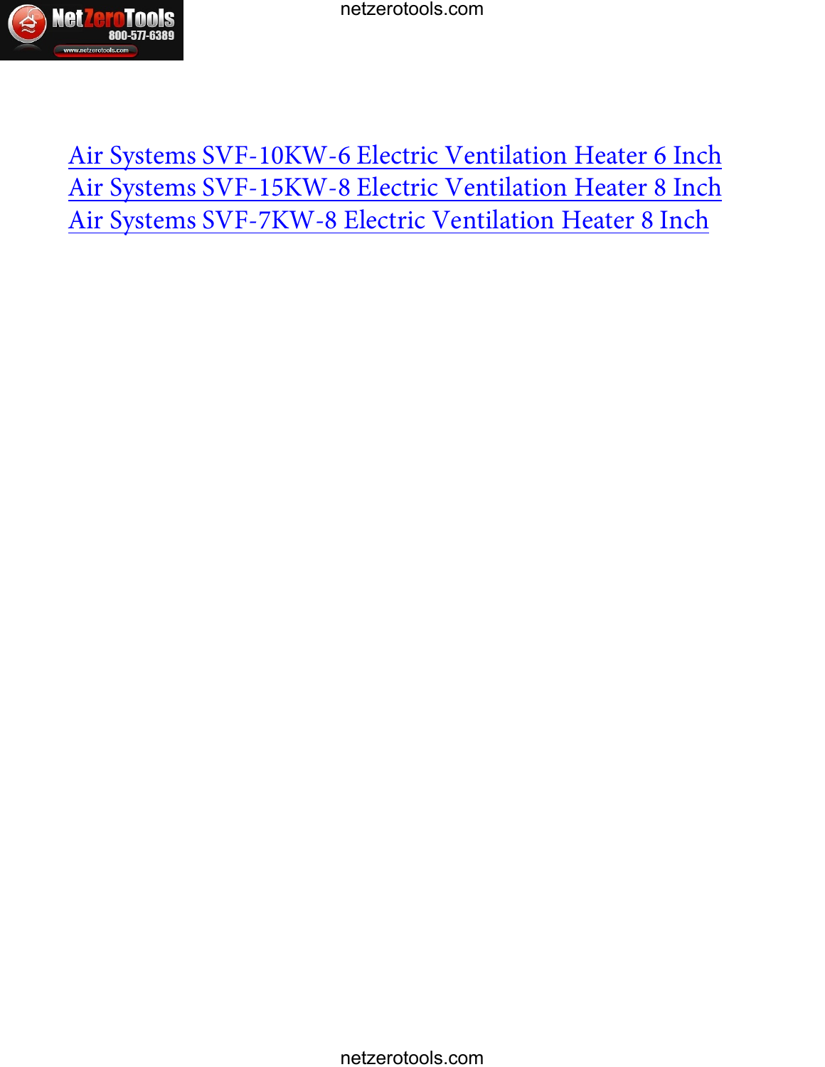Air Systems SVF-10KW-6 Electric Ventilation Heater 6 Inch
Air Systems SVF-15KW-8 Electric Ventilation Heater 8 Inch
Air Systems SVF-7KW-8 Electric Ventilation Heater 8 Inch